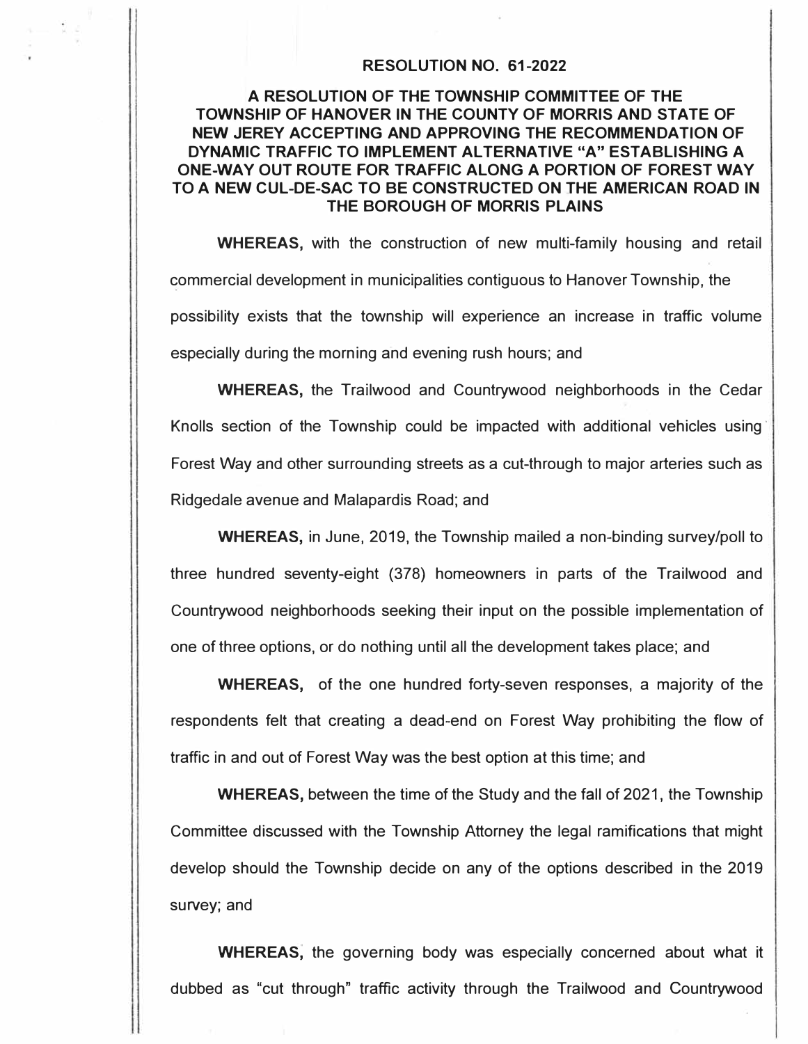## RESOLUTION NO. 61-2022

### A RESOLUTION OF THE TOWNSHIP COMMITTEE OF THE TOWNSHIP OF HANOVER IN THE COUNTY OF MORRIS AND STATE OF NEW JEREY ACCEPTING AND APPROVING THE RECOMMENDATION OF DYNAMIC TRAFFIC TO IMPLEMENT ALTERNATIVE "A" ESTABLISHING A ONE-WAY OUT ROUTE FOR TRAFFIC ALONG A PORTION OF FOREST WAY TO A NEW CUL-DE-SAC TO BE CONSTRUCTED ON THE AMERICAN ROAD IN THE BOROUGH OF MORRIS PLAINS

**WHEREAS,** with the construction of new multi-family housing and retail commercial development in municipalities contiguous to Hanover Township, the possibility exists that the township will experience an increase in traffic volume especially during the morning and evening rush hours; and

**WHEREAS,** the Trailwood and Countrywood neighborhoods in the Cedar Knolls section of the Township could be impacted with additional vehicles using Forest Way and other surrounding streets as a cut-through to major arteries such as Ridgedale avenue and Malapardis Road; and

**WHEREAS,** in June, 2019, the Township mailed a non-binding survey/poll to three hundred seventy-eight (378) homeowners in parts of the Trailwood and Countrywood neighborhoods seeking their input on the possible implementation of one of three options, or do nothing until all the development takes place; and

**WHEREAS,** of the one hundred forty-seven responses, a majority of the respondents felt that creating a dead-end on Forest Way prohibiting the flow of traffic in and out of Forest Way was the best option at this time; and

**WHEREAS,** between the time of the Study and the fall of 2021, the Township Committee discussed with the Township Attorney the legal ramifications that might develop should the Township decide on any of the options described in the 2019 survey; and

**WHEREAS,** the governing body was especially concerned about what it dubbed as "cut through" traffic activity through the Trailwood and Countrywood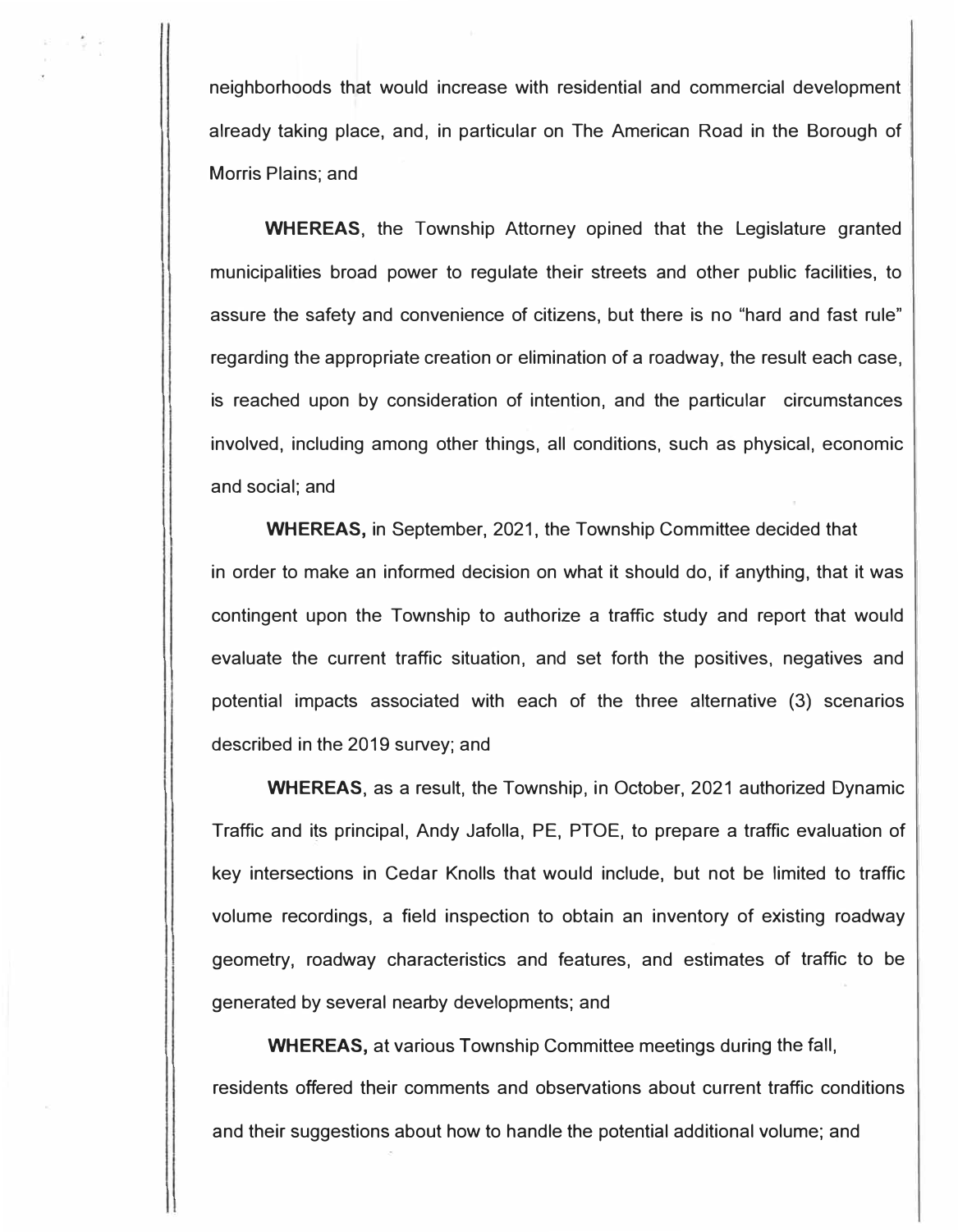neighborhoods that would increase with residential and commercial development already taking place, and, in particular on The American Road in the Borough of Morris Plains; and

**WHEREAS**, the Township Attorney opined that the Legislature granted municipalities broad power to regulate their streets and other public facilities, to assure the safety and convenience of citizens, but there is no "hard and fast rule" regarding the appropriate creation or elimination of a roadway, the result each case, is reached upon by consideration of intention, and the particular circumstances involved, including among other things, all conditions, such as physical, economic and social; and

**WHEREAS,** in September, 2021, the Township Committee decided that in order to make an informed decision on what it should do, if anything, that it was contingent upon the Township to authorize a traffic study and report that would evaluate the current traffic situation, and set forth the positives, negatives and potential impacts associated with each of the three alternative (3) scenarios described in the 2019 survey; and

**WHEREAS**, as a result, the Township, in October, 2021 authorized Dynamic Traffic and its principal, Andy Jafolla, PE, PTOE, to prepare a traffic evaluation of key intersections in Cedar Knolls that would include, but not be limited to traffic volume recordings, a field inspection to obtain an inventory of existing roadway geometry, roadway characteristics and features, and estimates of traffic to be generated by several nearby developments; and

**WHEREAS,** at various Township Committee meetings during the fall, residents offered their comments and observations about current traffic conditions and their suggestions about how to handle the potential additional volume; and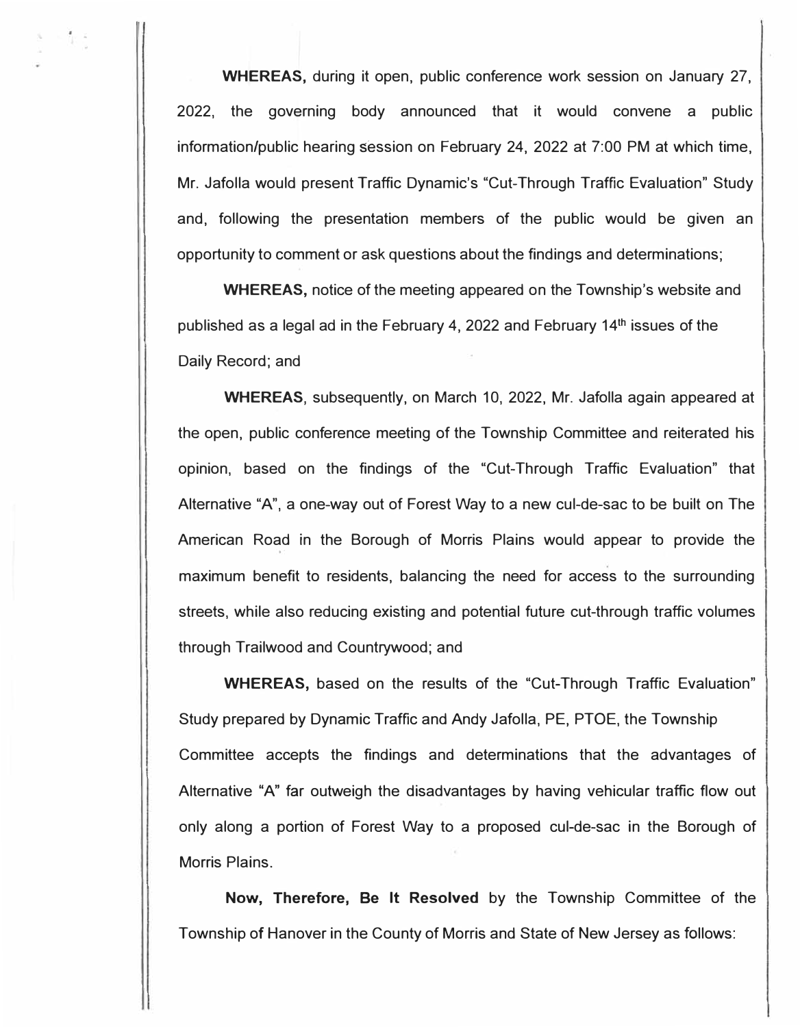**WHEREAS,** during it open, public conference work session on January 27, 2022, the governing body announced that it would convene a public information/public hearing session on February 24, 2022 at 7:00 PM at which time, Mr. Jafolla would present Traffic Dynamic's "Cut-Through Traffic Evaluation" Study and, following the presentation members of the public would be given an opportunity to comment or ask questions about the findings and determinations;

**WHEREAS,** notice of the meeting appeared on the Township's website and published as a legal ad in the February 4, 2022 and February 14th issues of the Daily Record; and

**WHEREAS**, subsequently, on March 10, 2022, Mr. Jafolla again appeared at the open, public conference meeting of the Township Committee and reiterated his opinion, based on the findings of the "Cut-Through Traffic Evaluation" that Alternative "A", a one-way out of Forest Way to a new cul-de-sac to be built on The American Road in the Borough of Morris Plains would appear to provide the maximum benefit to residents, balancing the need for access to the surrounding streets, while also reducing existing and potential future cut-through traffic volumes through Trailwood and Countrywood; and

**WHEREAS,** based on the results of the "Cut-Through Traffic Evaluation" Study prepared by Dynamic Traffic and Andy Jafolla, PE, PTOE, the Township Committee accepts the findings and determinations that the advantages of Alternative "A" far outweigh the disadvantages by having vehicular traffic flow out only along a portion of Forest Way to a proposed cul-de-sac in the Borough of Morris Plains.

**Now, Therefore, Be It Resolved** by the Township Committee of the Township of Hanover in the County of Morris and State of New Jersey as follows: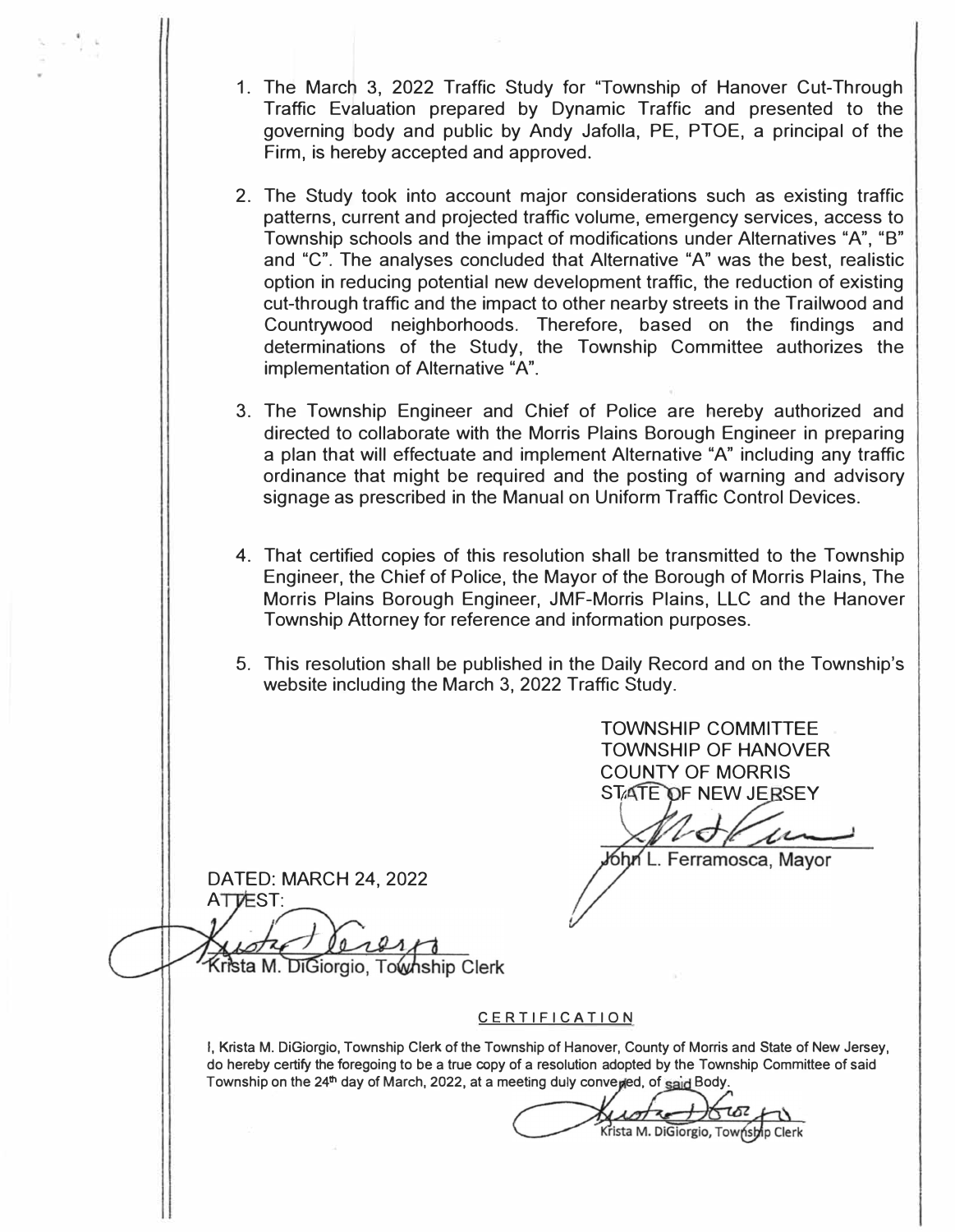1. The March 3, 2022 Traffic Study for "Township of Hanover Cut-Through Traffic Evaluation prepared by Dynamic Traffic and presented to the governing body and public by Andy Jafolla, PE, PTOE, a principal of the Firm, is hereby accepted and approved.

2. The Study took into account major considerations such as existing traffic patterns, current and projected traffic volume, emergency services, access to Township schools and the impact of modifications under Alternatives "A", "B" and "C". The analyses concluded that Alternative "A" was the best, realistic option in reducing potential new development traffic, the reduction of existing cut-through traffic and the impact to other nearby streets in the Trailwood and Countrywood neighborhoods. Therefore, based on the findings and determinations of the Study, the Township Committee authorizes the implementation of Alternative "A".

3. The Township Engineer and Chief of Police are hereby authorized and directed to collaborate with the Morris Plains Borough Engineer in preparing a plan that will effectuate and implement Alternative "A" including any traffic ordinance that might be required and the posting of warning and advisory signage as prescribed in the Manual on Uniform Traffic Control Devices.

4. That certified copies of this resolution shall be transmitted to the Township Engineer, the Chief of Police, the Mayor of the Borough of Morris Plains, The Morris Plains Borough Engineer, JMF-Morris Plains, LLC and the Hanover Township Attorney for reference and information purposes.

5. This resolution shall be published in the Daily Record and on the Township's website including the March 3, 2022 Traffic Study.

TOWNSHIP COMMITTEE
TOWNSHIP OF HANOVER
COUNTY OF MORRIS
STATE OF NEW JERSEY

John L. Ferramosca, Mayor

DATED: MARCH 24, 2022

ATTEST:

Krista M. DiGiorgio, Township Clerk

CERTIFICATION

I, Krista M. DiGiorgio, Township Clerk of the Township of Hanover, County of Morris and State of New Jersey, do hereby certify the foregoing to be a true copy of a resolution adopted by the Township Committee of said Township on the 24th day of March, 2022, at a meeting duly convened, of said Body.

Krista M. DiGiorgio, Township Clerk